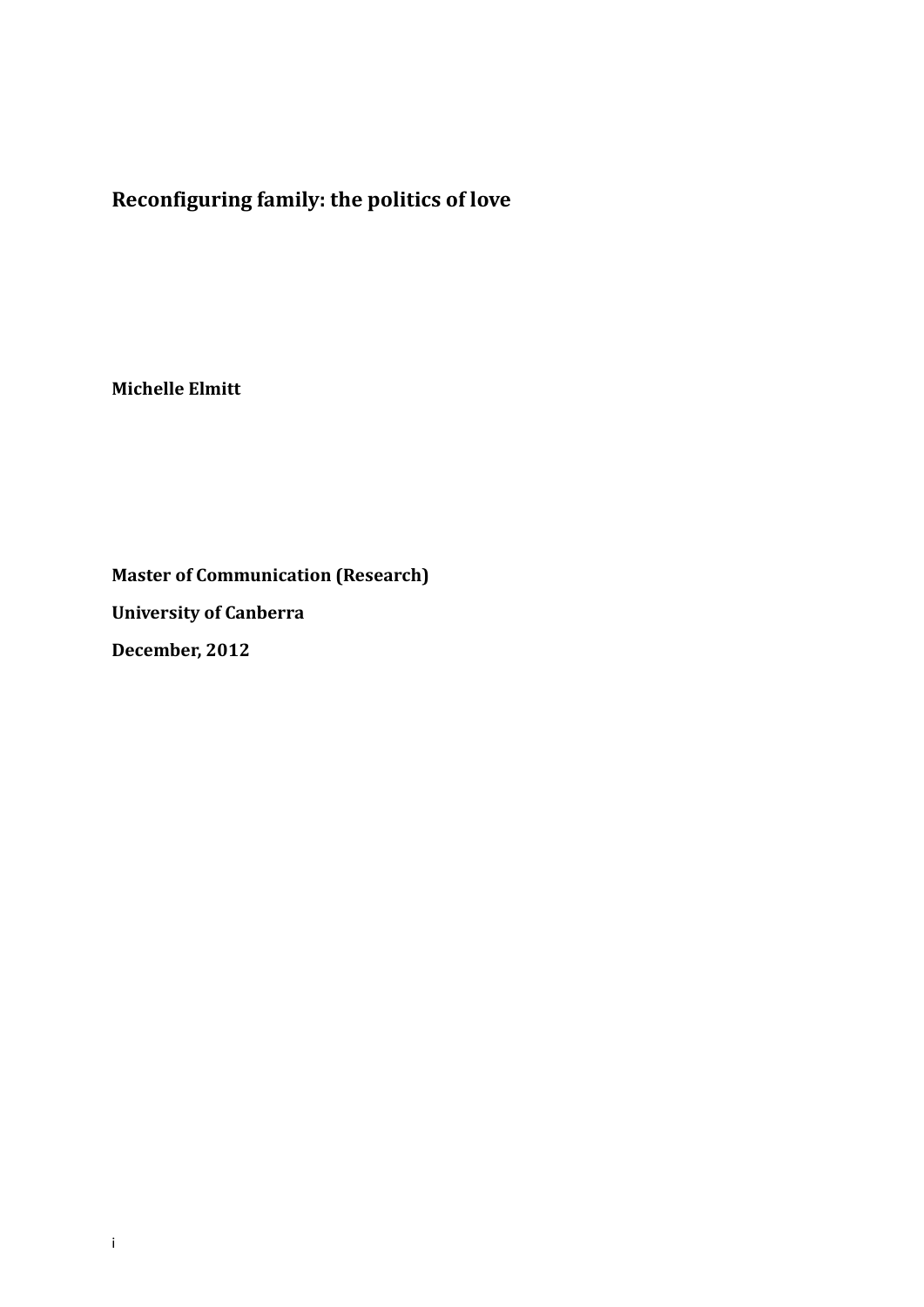# Reconfiguring family: the politics of love

**Michelle Elmitt**

**Master of Communication (Research)**

**University of Canberra**

**December, 2012**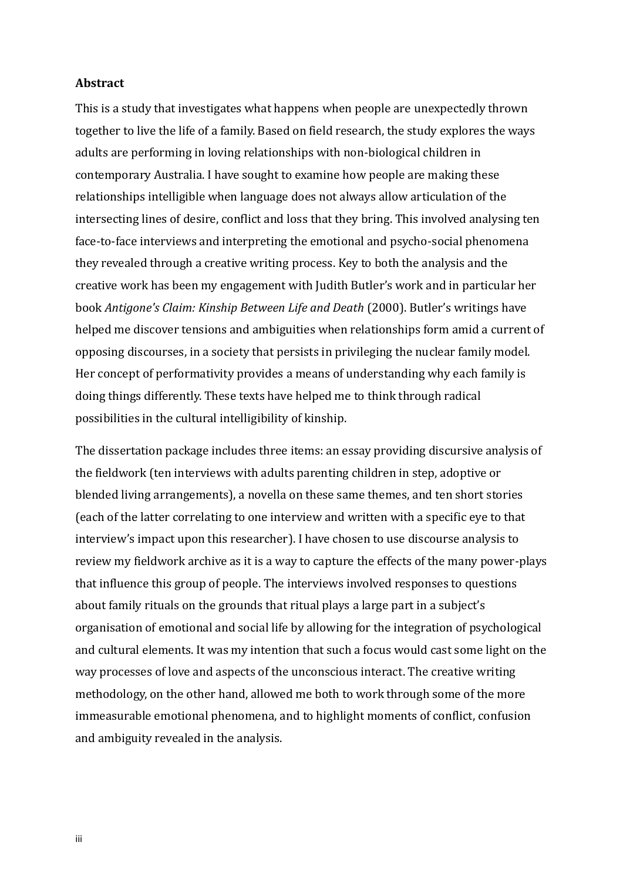**Abstract**

This is a study that investigates what happens when people are unexpectedly thrown together to live the life of a family. Based on field research, the study explores the ways adults are performing in loving relationships with non-biological children in contemporary Australia. I have sought to examine how people are making these relationships intelligible when language does not always allow articulation of the intersecting lines of desire, conflict and loss that they bring. This involved analysing ten face-to-face interviews and interpreting the emotional and psycho-social phenomena they revealed through a creative writing process. Key to both the analysis and the creative work has been my engagement with Judith Butler's work and in particular her book *Antigone's Claim: Kinship Between Life and Death* (2000). Butler's writings have helped me discover tensions and ambiguities when relationships form amid a current of opposing discourses, in a society that persists in privileging the nuclear family model. Her concept of performativity provides a means of understanding why each family is doing things differently. These texts have helped me to think through radical possibilities in the cultural intelligibility of kinship.

The dissertation package includes three items: an essay providing discursive analysis of the fieldwork (ten interviews with adults parenting children in step, adoptive or blended living arrangements), a novella on these same themes, and ten short stories (each of the latter correlating to one interview and written with a specific eye to that interview's impact upon this researcher). I have chosen to use discourse analysis to review my fieldwork archive as it is a way to capture the effects of the many power-plays that influence this group of people. The interviews involved responses to questions about family rituals on the grounds that ritual plays a large part in a subject's organisation of emotional and social life by allowing for the integration of psychological and cultural elements. It was my intention that such a focus would cast some light on the way processes of love and aspects of the unconscious interact. The creative writing methodology, on the other hand, allowed me both to work through some of the more immeasurable emotional phenomena, and to highlight moments of conflict, confusion and ambiguity revealed in the analysis.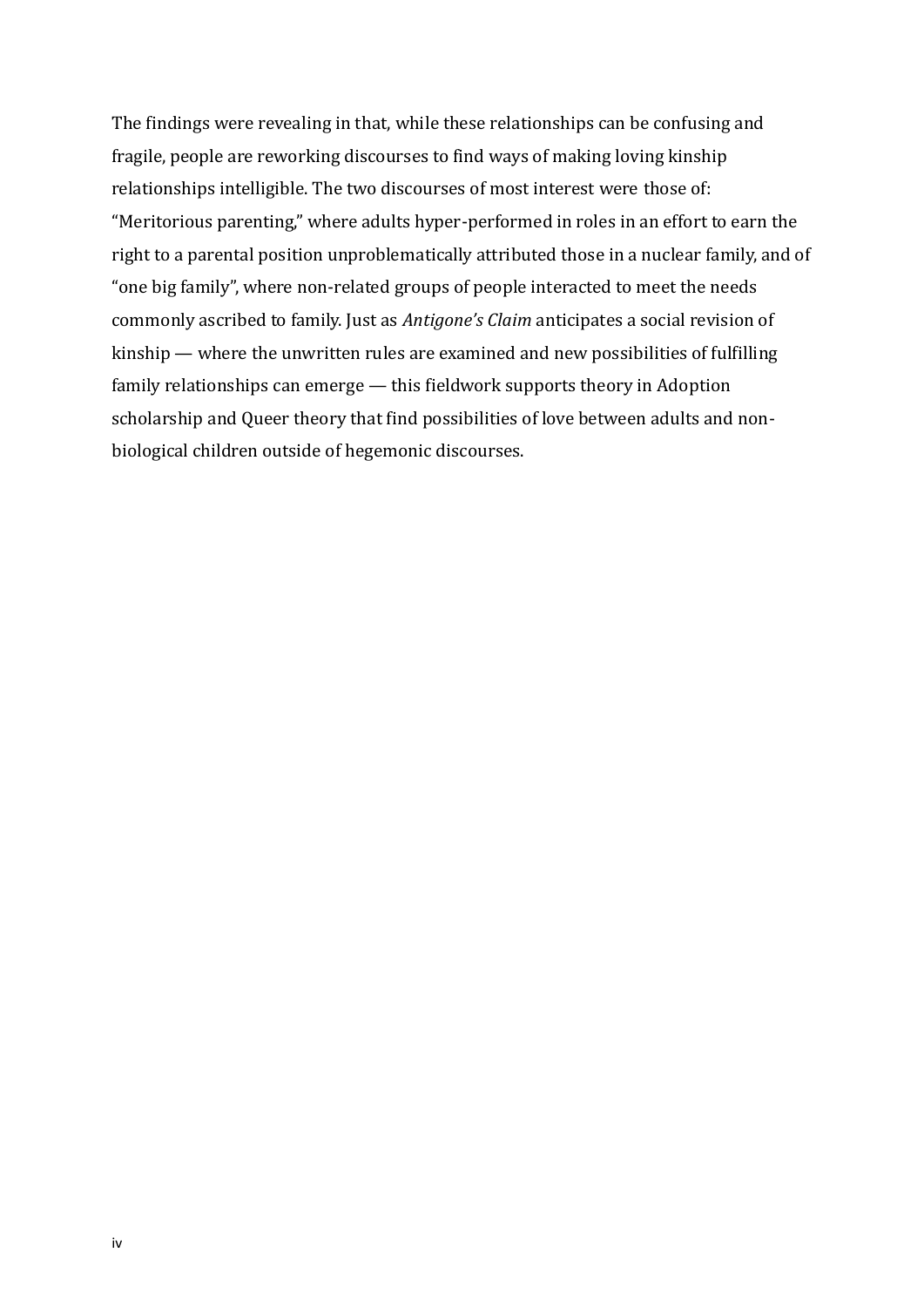The findings were revealing in that, while these relationships can be confusing and fragile, people are reworking discourses to find ways of making loving kinship relationships intelligible. The two discourses of most interest were those of: "Meritorious parenting," where adults hyper-performed in roles in an effort to earn the right to a parental position unproblematically attributed those in a nuclear family, and of "one big family", where non-related groups of people interacted to meet the needs commonly ascribed to family. Just as *Antigone's Claim* anticipates a social revision of kinship — where the unwritten rules are examined and new possibilities of fulfilling family relationships can emerge — this fieldwork supports theory in Adoption scholarship and Queer theory that find possibilities of love between adults and non-biological children outside of hegemonic discourses.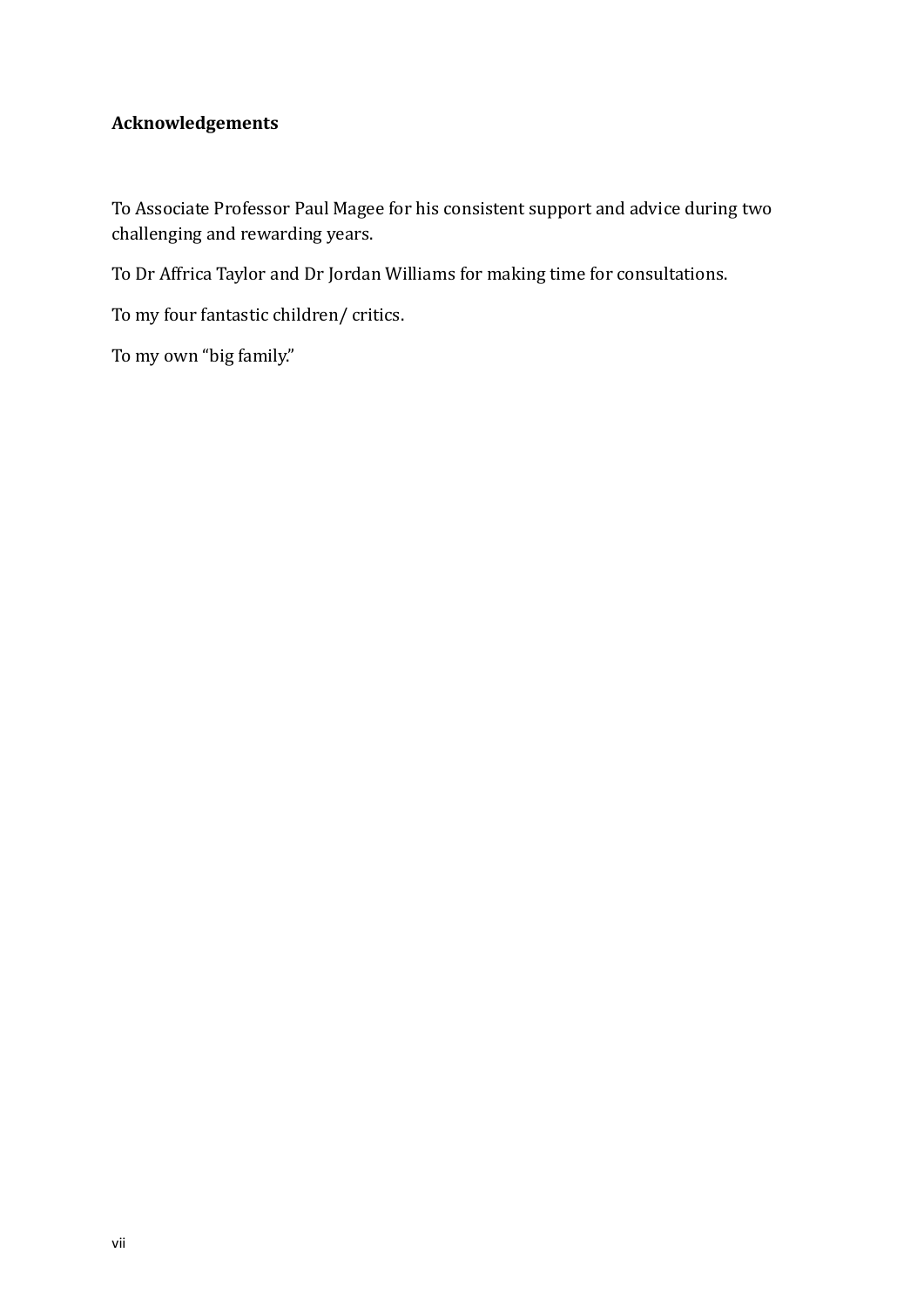**Acknowledgements**

To Associate Professor Paul Magee for his consistent support and advice during two challenging and rewarding years.

To Dr Affrica Taylor and Dr Jordan Williams for making time for consultations.

To my four fantastic children/ critics.

To my own "big family."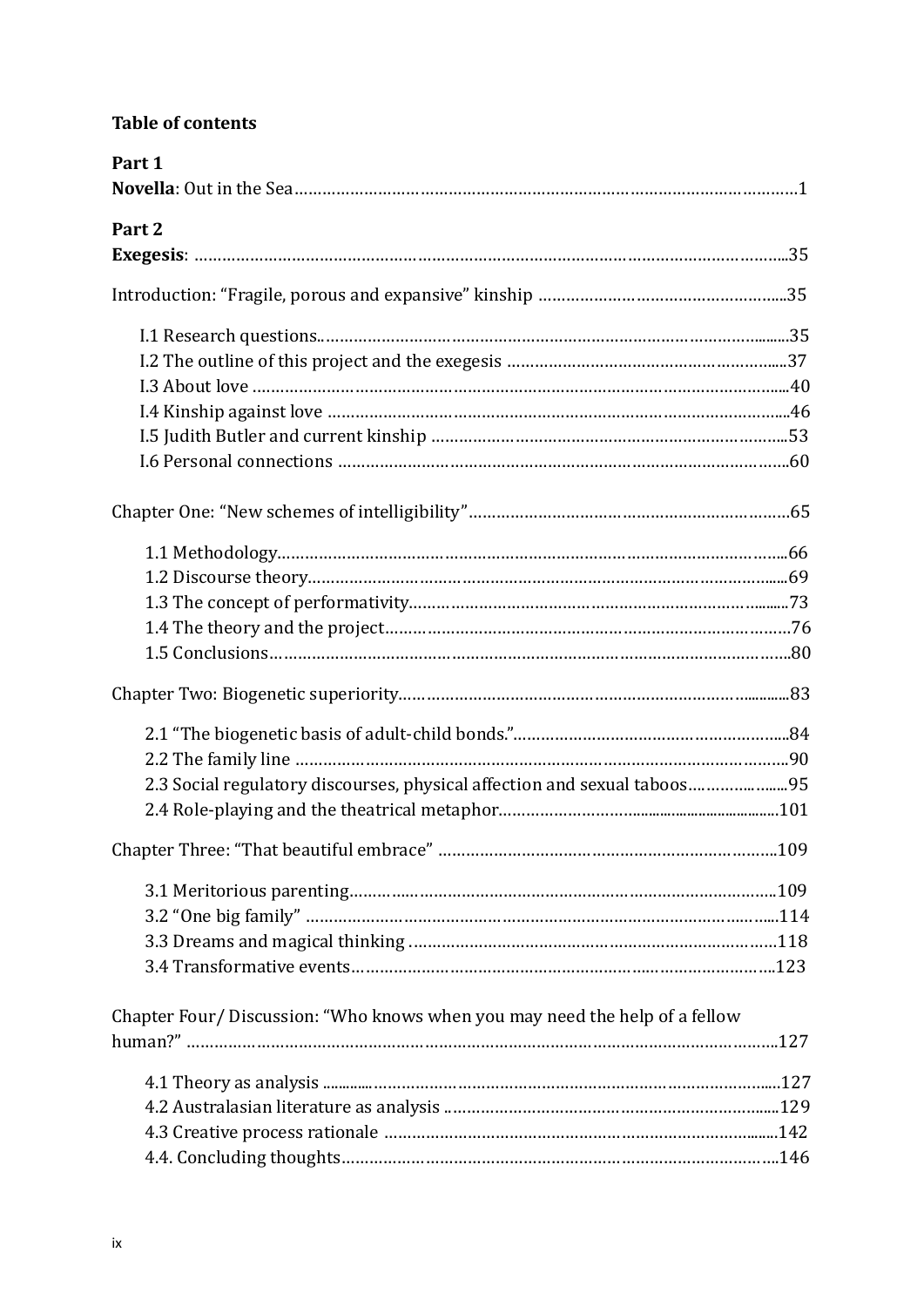**Table of contents**

**Part 1**

**Novella**: Out in the Sea ........................................................................................................1

**Part 2**

**Exegesis**: ..........................................................................................................................35

Introduction: "Fragile, porous and expansive" kinship ................................................35

- I.1 Research questions..........................................................................................35
- I.2 The outline of this project and the exegesis ...................................................37
- I.3 About love .......................................................................................................40
- I.4 Kinship against love ........................................................................................46
- I.5 Judith Butler and current kinship ...................................................................53
- I.6 Personal connections .......................................................................................60

Chapter One: "New schemes of intelligibility"...............................................................65

- 1.1 Methodology.....................................................................................................66
- 1.2 Discourse theory..............................................................................................69
- 1.3 The concept of performativity..........................................................................73
- 1.4 The theory and the project...............................................................................76
- 1.5 Conclusions.......................................................................................................80

Chapter Two: Biogenetic superiority.................................................................................83

- 2.1 "The biogenetic basis of adult-child bonds."....................................................84
- 2.2 The family line ..................................................................................................90
- 2.3 Social regulatory discourses, physical affection and sexual taboos....................95
- 2.4 Role-playing and the theatrical metaphor.........................................................101

Chapter Three: "That beautiful embrace" ..........................................................................109

- 3.1 Meritorious parenting.......................................................................................109
- 3.2 "One big family" ...............................................................................................114
- 3.3 Dreams and magical thinking ...........................................................................118
- 3.4 Transformative events.......................................................................................123

Chapter Four/ Discussion: "Who knows when you may need the help of a fellow human?" ..........................................................................................................................127

- 4.1 Theory as analysis ............................................................................................127
- 4.2 Australasian literature as analysis ....................................................................129
- 4.3 Creative process rationale .................................................................................142
- 4.4. Concluding thoughts.........................................................................................146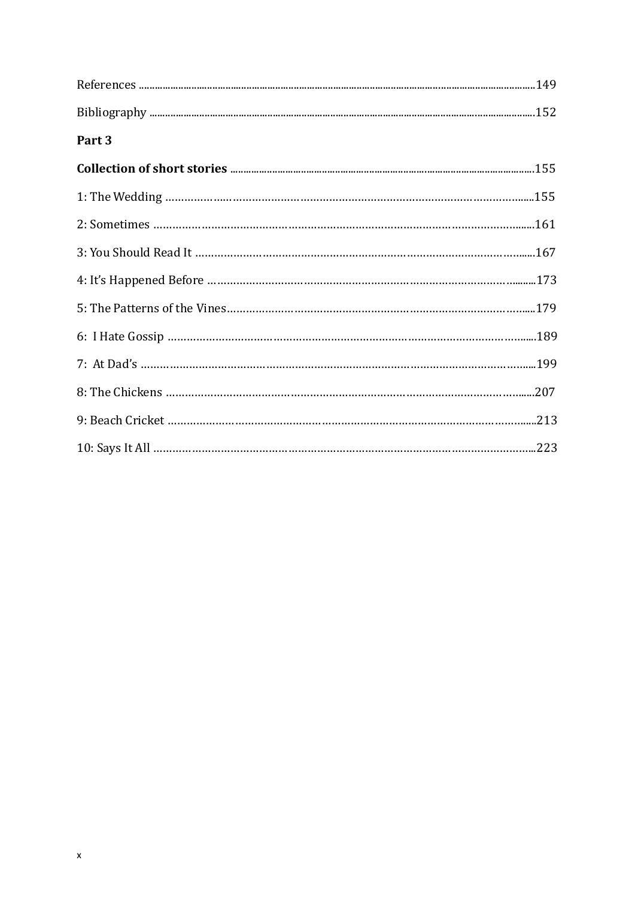References ........................................................................................................................................149

Bibliography ......................................................................................................................................152

**Part 3**

**Collection of short stories** ..........................................................................................................155

1: The Wedding ..................................................................................................................................155

2: Sometimes ......................................................................................................................................161

3: You Should Read It .......................................................................................................................167

4: It's Happened Before .....................................................................................................................173

5: The Patterns of the Vines...............................................................................................................179

6: I Hate Gossip .................................................................................................................................189

7: At Dad's ..........................................................................................................................................199

8: The Chickens ..................................................................................................................................207

9: Beach Cricket .................................................................................................................................213

10: Says It All ......................................................................................................................................223